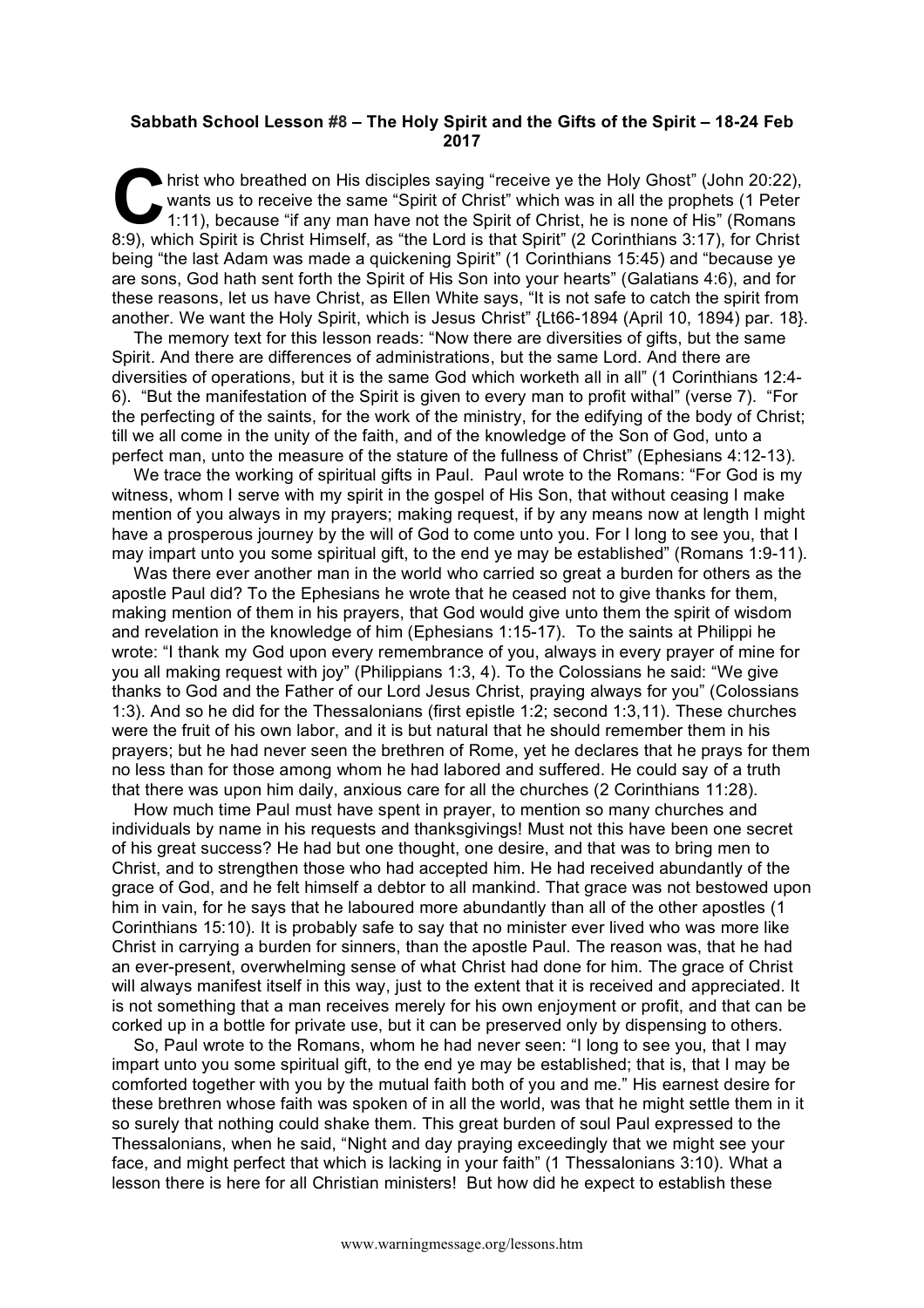**Sabbath School Lesson #8 – The Holy Spirit and the Gifts of the Spirit – 18-24 Feb 2017**

Christ who breathed on His disciples saying "receive ye the Holy Ghost" (John 20:22), wants us to receive the same "Spirit of Christ" which was in all the prophets (1 Peter 1:11), because "if any man have not the Spirit of Christ, he is none of His" (Romans 8:9), which Spirit is Christ Himself, as "the Lord is that Spirit" (2 Corinthians 3:17), for Christ being "the last Adam was made a quickening Spirit" (1 Corinthians 15:45) and "because ye are sons, God hath sent forth the Spirit of His Son into your hearts" (Galatians 4:6), and for these reasons, let us have Christ, as Ellen White says, "It is not safe to catch the spirit from another. We want the Holy Spirit, which is Jesus Christ" {Lt66-1894 (April 10, 1894) par. 18}.

The memory text for this lesson reads: "Now there are diversities of gifts, but the same Spirit. And there are differences of administrations, but the same Lord. And there are diversities of operations, but it is the same God which worketh all in all" (1 Corinthians 12:4-6). "But the manifestation of the Spirit is given to every man to profit withal" (verse 7). "For the perfecting of the saints, for the work of the ministry, for the edifying of the body of Christ; till we all come in the unity of the faith, and of the knowledge of the Son of God, unto a perfect man, unto the measure of the stature of the fullness of Christ" (Ephesians 4:12-13).

We trace the working of spiritual gifts in Paul. Paul wrote to the Romans: "For God is my witness, whom I serve with my spirit in the gospel of His Son, that without ceasing I make mention of you always in my prayers; making request, if by any means now at length I might have a prosperous journey by the will of God to come unto you. For I long to see you, that I may impart unto you some spiritual gift, to the end ye may be established" (Romans 1:9-11).

Was there ever another man in the world who carried so great a burden for others as the apostle Paul did? To the Ephesians he wrote that he ceased not to give thanks for them, making mention of them in his prayers, that God would give unto them the spirit of wisdom and revelation in the knowledge of him (Ephesians 1:15-17). To the saints at Philippi he wrote: "I thank my God upon every remembrance of you, always in every prayer of mine for you all making request with joy" (Philippians 1:3, 4). To the Colossians he said: "We give thanks to God and the Father of our Lord Jesus Christ, praying always for you" (Colossians 1:3). And so he did for the Thessalonians (first epistle 1:2; second 1:3,11). These churches were the fruit of his own labor, and it is but natural that he should remember them in his prayers; but he had never seen the brethren of Rome, yet he declares that he prays for them no less than for those among whom he had labored and suffered. He could say of a truth that there was upon him daily, anxious care for all the churches (2 Corinthians 11:28).

How much time Paul must have spent in prayer, to mention so many churches and individuals by name in his requests and thanksgivings! Must not this have been one secret of his great success? He had but one thought, one desire, and that was to bring men to Christ, and to strengthen those who had accepted him. He had received abundantly of the grace of God, and he felt himself a debtor to all mankind. That grace was not bestowed upon him in vain, for he says that he laboured more abundantly than all of the other apostles (1 Corinthians 15:10). It is probably safe to say that no minister ever lived who was more like Christ in carrying a burden for sinners, than the apostle Paul. The reason was, that he had an ever-present, overwhelming sense of what Christ had done for him. The grace of Christ will always manifest itself in this way, just to the extent that it is received and appreciated. It is not something that a man receives merely for his own enjoyment or profit, and that can be corked up in a bottle for private use, but it can be preserved only by dispensing to others.

So, Paul wrote to the Romans, whom he had never seen: "I long to see you, that I may impart unto you some spiritual gift, to the end ye may be established; that is, that I may be comforted together with you by the mutual faith both of you and me." His earnest desire for these brethren whose faith was spoken of in all the world, was that he might settle them in it so surely that nothing could shake them. This great burden of soul Paul expressed to the Thessalonians, when he said, "Night and day praying exceedingly that we might see your face, and might perfect that which is lacking in your faith" (1 Thessalonians 3:10). What a lesson there is here for all Christian ministers! But how did he expect to establish these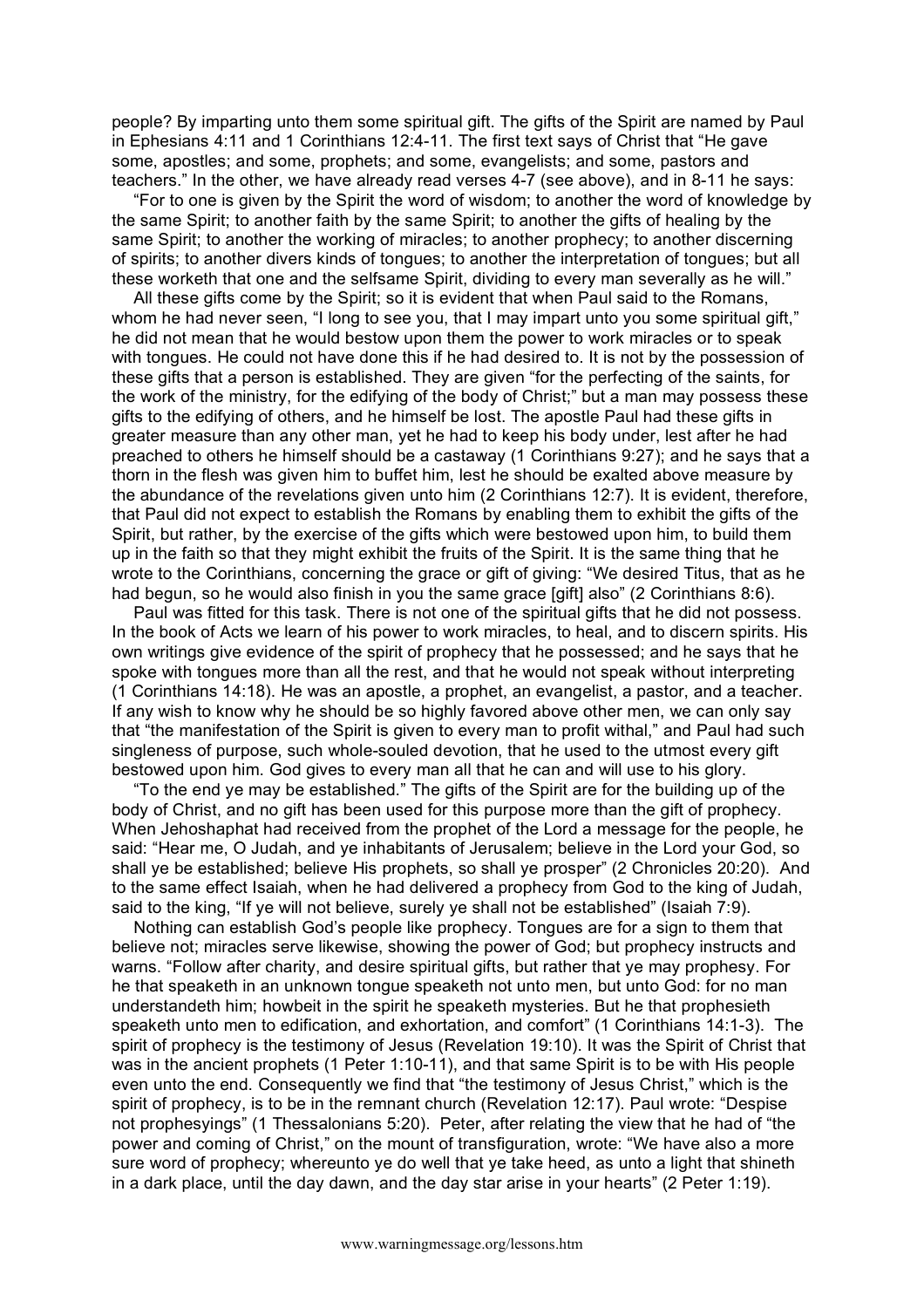people? By imparting unto them some spiritual gift. The gifts of the Spirit are named by Paul in Ephesians 4:11 and 1 Corinthians 12:4-11. The first text says of Christ that "He gave some, apostles; and some, prophets; and some, evangelists; and some, pastors and teachers." In the other, we have already read verses 4-7 (see above), and in 8-11 he says:

"For to one is given by the Spirit the word of wisdom; to another the word of knowledge by the same Spirit; to another faith by the same Spirit; to another the gifts of healing by the same Spirit; to another the working of miracles; to another prophecy; to another discerning of spirits; to another divers kinds of tongues; to another the interpretation of tongues; but all these worketh that one and the selfsame Spirit, dividing to every man severally as he will."

All these gifts come by the Spirit; so it is evident that when Paul said to the Romans, whom he had never seen, "I long to see you, that I may impart unto you some spiritual gift," he did not mean that he would bestow upon them the power to work miracles or to speak with tongues. He could not have done this if he had desired to. It is not by the possession of these gifts that a person is established. They are given "for the perfecting of the saints, for the work of the ministry, for the edifying of the body of Christ;" but a man may possess these gifts to the edifying of others, and he himself be lost. The apostle Paul had these gifts in greater measure than any other man, yet he had to keep his body under, lest after he had preached to others he himself should be a castaway (1 Corinthians 9:27); and he says that a thorn in the flesh was given him to buffet him, lest he should be exalted above measure by the abundance of the revelations given unto him (2 Corinthians 12:7). It is evident, therefore, that Paul did not expect to establish the Romans by enabling them to exhibit the gifts of the Spirit, but rather, by the exercise of the gifts which were bestowed upon him, to build them up in the faith so that they might exhibit the fruits of the Spirit. It is the same thing that he wrote to the Corinthians, concerning the grace or gift of giving: "We desired Titus, that as he had begun, so he would also finish in you the same grace [gift] also" (2 Corinthians 8:6).

Paul was fitted for this task. There is not one of the spiritual gifts that he did not possess. In the book of Acts we learn of his power to work miracles, to heal, and to discern spirits. His own writings give evidence of the spirit of prophecy that he possessed; and he says that he spoke with tongues more than all the rest, and that he would not speak without interpreting (1 Corinthians 14:18). He was an apostle, a prophet, an evangelist, a pastor, and a teacher. If any wish to know why he should be so highly favored above other men, we can only say that "the manifestation of the Spirit is given to every man to profit withal," and Paul had such singleness of purpose, such whole-souled devotion, that he used to the utmost every gift bestowed upon him. God gives to every man all that he can and will use to his glory.

"To the end ye may be established." The gifts of the Spirit are for the building up of the body of Christ, and no gift has been used for this purpose more than the gift of prophecy. When Jehoshaphat had received from the prophet of the Lord a message for the people, he said: "Hear me, O Judah, and ye inhabitants of Jerusalem; believe in the Lord your God, so shall ye be established; believe His prophets, so shall ye prosper" (2 Chronicles 20:20). And to the same effect Isaiah, when he had delivered a prophecy from God to the king of Judah, said to the king, "If ye will not believe, surely ye shall not be established" (Isaiah 7:9).

Nothing can establish God's people like prophecy. Tongues are for a sign to them that believe not; miracles serve likewise, showing the power of God; but prophecy instructs and warns. "Follow after charity, and desire spiritual gifts, but rather that ye may prophesy. For he that speaketh in an unknown tongue speaketh not unto men, but unto God: for no man understandeth him; howbeit in the spirit he speaketh mysteries. But he that prophesieth speaketh unto men to edification, and exhortation, and comfort" (1 Corinthians 14:1-3). The spirit of prophecy is the testimony of Jesus (Revelation 19:10). It was the Spirit of Christ that was in the ancient prophets (1 Peter 1:10-11), and that same Spirit is to be with His people even unto the end. Consequently we find that "the testimony of Jesus Christ," which is the spirit of prophecy, is to be in the remnant church (Revelation 12:17). Paul wrote: "Despise not prophesyings" (1 Thessalonians 5:20). Peter, after relating the view that he had of "the power and coming of Christ," on the mount of transfiguration, wrote: "We have also a more sure word of prophecy; whereunto ye do well that ye take heed, as unto a light that shineth in a dark place, until the day dawn, and the day star arise in your hearts" (2 Peter 1:19).